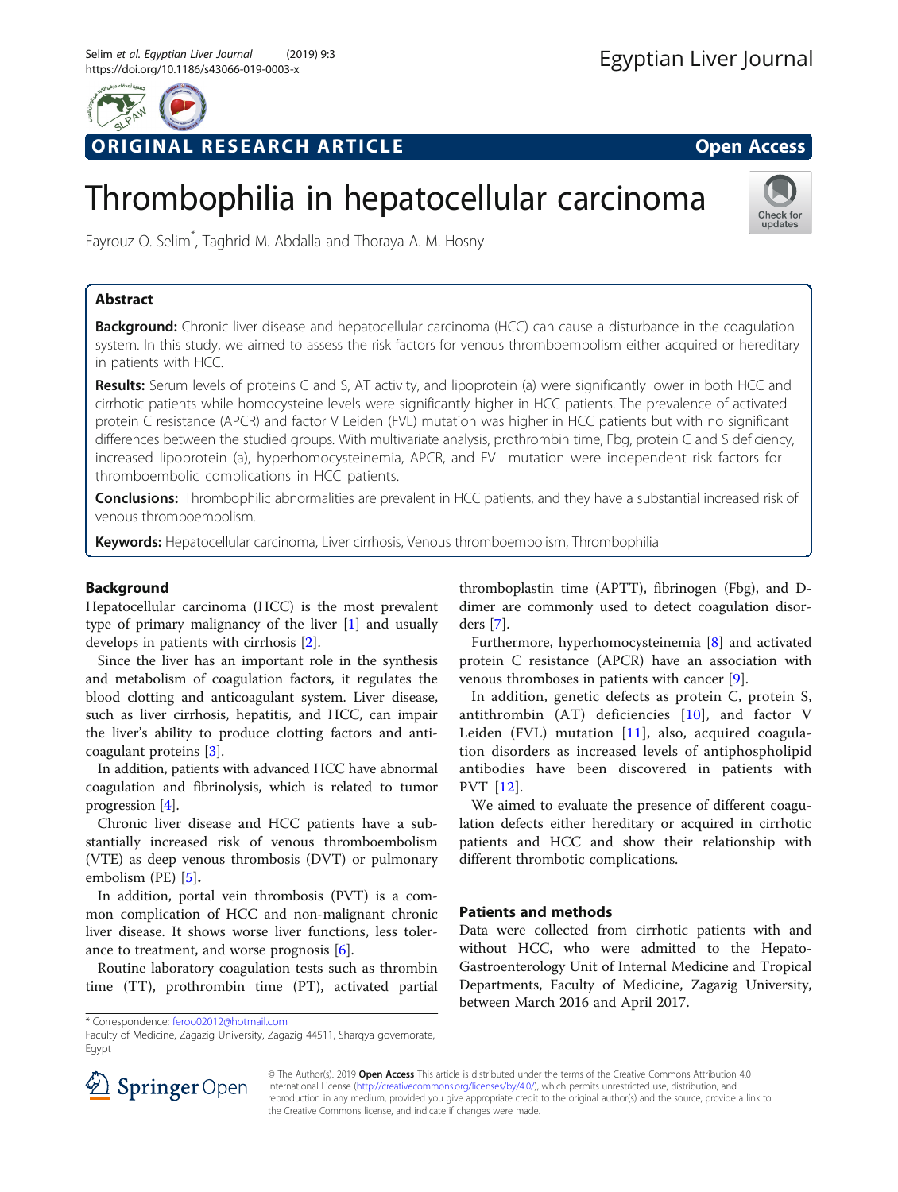ORIGINAL RESEARCH ARTICLE

Open Access

# Thrombophilia in hepatocellular carcinoma

Fayrouz O. Selim*, Taghrid M. Abdalla and Thoraya A. M. Hosny

## Abstract

**Background:** Chronic liver disease and hepatocellular carcinoma (HCC) can cause a disturbance in the coagulation system. In this study, we aimed to assess the risk factors for venous thromboembolism either acquired or hereditary in patients with HCC.

**Results:** Serum levels of proteins C and S, AT activity, and lipoprotein (a) were significantly lower in both HCC and cirrhotic patients while homocysteine levels were significantly higher in HCC patients. The prevalence of activated protein C resistance (APCR) and factor V Leiden (FVL) mutation was higher in HCC patients but with no significant differences between the studied groups. With multivariate analysis, prothrombin time, Fbg, protein C and S deficiency, increased lipoprotein (a), hyperhomocysteinemia, APCR, and FVL mutation were independent risk factors for thromboembolic complications in HCC patients.

**Conclusions:** Thrombophilic abnormalities are prevalent in HCC patients, and they have a substantial increased risk of venous thromboembolism.

**Keywords:** Hepatocellular carcinoma, Liver cirrhosis, Venous thromboembolism, Thrombophilia

## Background

Hepatocellular carcinoma (HCC) is the most prevalent type of primary malignancy of the liver [1] and usually develops in patients with cirrhosis [2].

Since the liver has an important role in the synthesis and metabolism of coagulation factors, it regulates the blood clotting and anticoagulant system. Liver disease, such as liver cirrhosis, hepatitis, and HCC, can impair the liver's ability to produce clotting factors and anticoagulant proteins [3].

In addition, patients with advanced HCC have abnormal coagulation and fibrinolysis, which is related to tumor progression [4].

Chronic liver disease and HCC patients have a substantially increased risk of venous thromboembolism (VTE) as deep venous thrombosis (DVT) or pulmonary embolism (PE) [5].

In addition, portal vein thrombosis (PVT) is a common complication of HCC and non-malignant chronic liver disease. It shows worse liver functions, less tolerance to treatment, and worse prognosis [6].

Routine laboratory coagulation tests such as thrombin time (TT), prothrombin time (PT), activated partial thromboplastin time (APTT), fibrinogen (Fbg), and D-dimer are commonly used to detect coagulation disorders [7].

Furthermore, hyperhomocysteinemia [8] and activated protein C resistance (APCR) have an association with venous thromboses in patients with cancer [9].

In addition, genetic defects as protein C, protein S, antithrombin (AT) deficiencies [10], and factor V Leiden (FVL) mutation [11], also, acquired coagulation disorders as increased levels of antiphospholipid antibodies have been discovered in patients with PVT [12].

We aimed to evaluate the presence of different coagulation defects either hereditary or acquired in cirrhotic patients and HCC and show their relationship with different thrombotic complications.

## Patients and methods

Data were collected from cirrhotic patients with and without HCC, who were admitted to the Hepato-Gastroenterology Unit of Internal Medicine and Tropical Departments, Faculty of Medicine, Zagazig University, between March 2016 and April 2017.

\* Correspondence: feroo02012@hotmail.com
Faculty of Medicine, Zagazig University, Zagazig 44511, Sharqya governorate, Egypt

© The Author(s). 2019 **Open Access** This article is distributed under the terms of the Creative Commons Attribution 4.0 International License (http://creativecommons.org/licenses/by/4.0/), which permits unrestricted use, distribution, and reproduction in any medium, provided you give appropriate credit to the original author(s) and the source, provide a link to the Creative Commons license, and indicate if changes were made.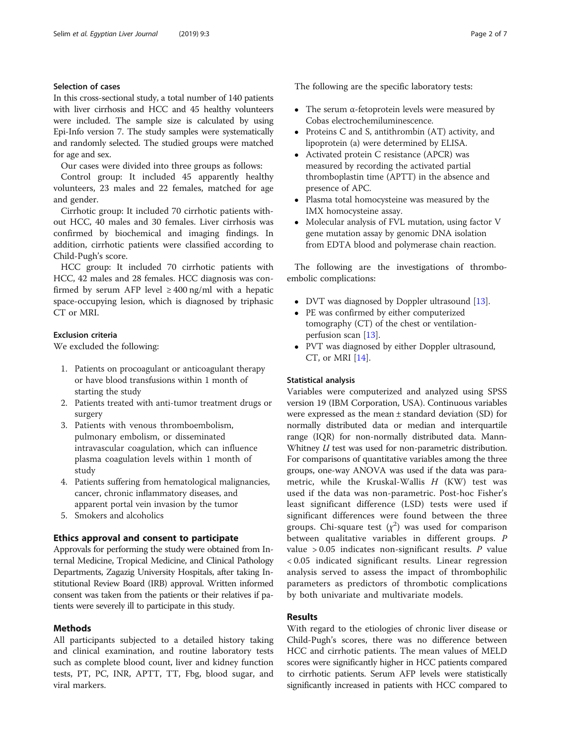### Selection of cases

In this cross-sectional study, a total number of 140 patients with liver cirrhosis and HCC and 45 healthy volunteers were included. The sample size is calculated by using Epi-Info version 7. The study samples were systematically and randomly selected. The studied groups were matched for age and sex.

Our cases were divided into three groups as follows:

Control group: It included 45 apparently healthy volunteers, 23 males and 22 females, matched for age and gender.

Cirrhotic group: It included 70 cirrhotic patients without HCC, 40 males and 30 females. Liver cirrhosis was confirmed by biochemical and imaging findings. In addition, cirrhotic patients were classified according to Child-Pugh's score.

HCC group: It included 70 cirrhotic patients with HCC, 42 males and 28 females. HCC diagnosis was confirmed by serum AFP level ≥ 400 ng/ml with a hepatic space-occupying lesion, which is diagnosed by triphasic CT or MRI.

### Exclusion criteria

We excluded the following:

1. Patients on procoagulant or anticoagulant therapy or have blood transfusions within 1 month of starting the study
2. Patients treated with anti-tumor treatment drugs or surgery
3. Patients with venous thromboembolism, pulmonary embolism, or disseminated intravascular coagulation, which can influence plasma coagulation levels within 1 month of study
4. Patients suffering from hematological malignancies, cancer, chronic inflammatory diseases, and apparent portal vein invasion by the tumor
5. Smokers and alcoholics

## Ethics approval and consent to participate

Approvals for performing the study were obtained from Internal Medicine, Tropical Medicine, and Clinical Pathology Departments, Zagazig University Hospitals, after taking Institutional Review Board (IRB) approval. Written informed consent was taken from the patients or their relatives if patients were severely ill to participate in this study.

## Methods

All participants subjected to a detailed history taking and clinical examination, and routine laboratory tests such as complete blood count, liver and kidney function tests, PT, PC, INR, APTT, TT, Fbg, blood sugar, and viral markers.

The following are the specific laboratory tests:

- The serum α-fetoprotein levels were measured by Cobas electrochemiluminescence.
- Proteins C and S, antithrombin (AT) activity, and lipoprotein (a) were determined by ELISA.
- Activated protein C resistance (APCR) was measured by recording the activated partial thromboplastin time (APTT) in the absence and presence of APC.
- Plasma total homocysteine was measured by the IMX homocysteine assay.
- Molecular analysis of FVL mutation, using factor V gene mutation assay by genomic DNA isolation from EDTA blood and polymerase chain reaction.

The following are the investigations of thromboembolic complications:

- DVT was diagnosed by Doppler ultrasound [13].
- PE was confirmed by either computerized tomography (CT) of the chest or ventilation-perfusion scan [13].
- PVT was diagnosed by either Doppler ultrasound, CT, or MRI [14].

### Statistical analysis

Variables were computerized and analyzed using SPSS version 19 (IBM Corporation, USA). Continuous variables were expressed as the mean ± standard deviation (SD) for normally distributed data or median and interquartile range (IQR) for non-normally distributed data. Mann-Whitney *U* test was used for non-parametric distribution. For comparisons of quantitative variables among the three groups, one-way ANOVA was used if the data was parametric, while the Kruskal-Wallis *H* (KW) test was used if the data was non-parametric. Post-hoc Fisher's least significant difference (LSD) tests were used if significant differences were found between the three groups. Chi-square test ($\chi^2$) was used for comparison between qualitative variables in different groups. *P* value > 0.05 indicates non-significant results. *P* value < 0.05 indicated significant results. Linear regression analysis served to assess the impact of thrombophilic parameters as predictors of thrombotic complications by both univariate and multivariate models.

## Results

With regard to the etiologies of chronic liver disease or Child-Pugh's scores, there was no difference between HCC and cirrhotic patients. The mean values of MELD scores were significantly higher in HCC patients compared to cirrhotic patients. Serum AFP levels were statistically significantly increased in patients with HCC compared to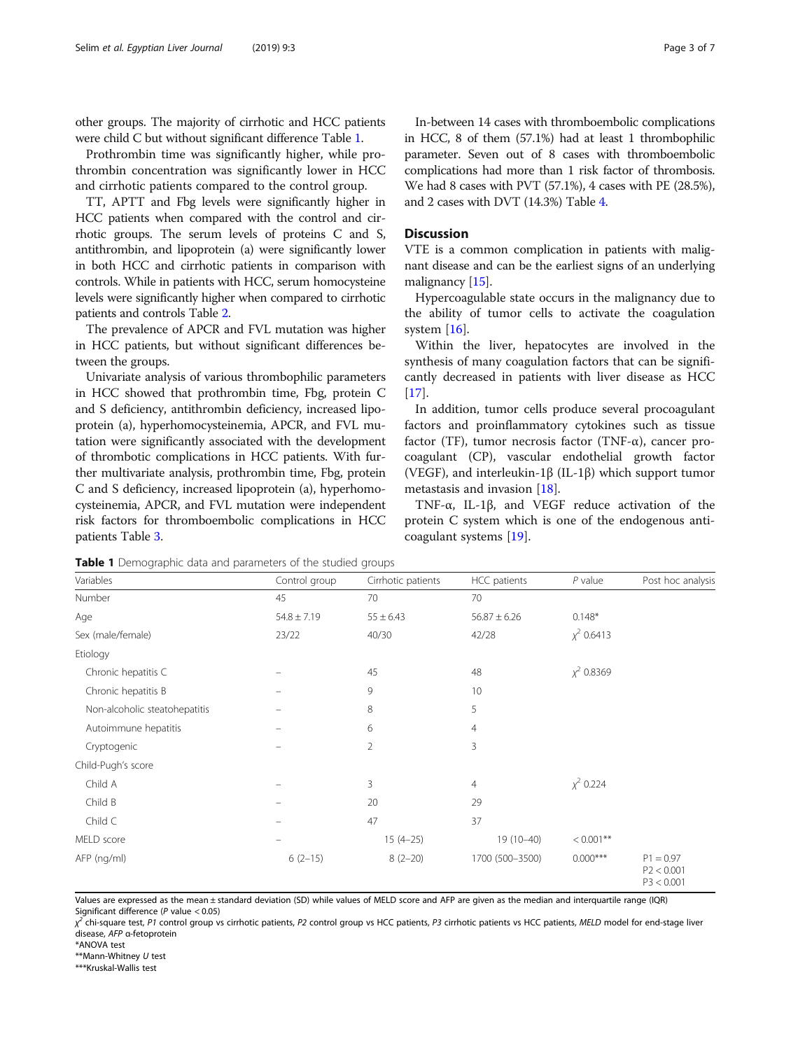other groups. The majority of cirrhotic and HCC patients were child C but without significant difference Table 1.

Prothrombin time was significantly higher, while prothrombin concentration was significantly lower in HCC and cirrhotic patients compared to the control group.

TT, APTT and Fbg levels were significantly higher in HCC patients when compared with the control and cirrhotic groups. The serum levels of proteins C and S, antithrombin, and lipoprotein (a) were significantly lower in both HCC and cirrhotic patients in comparison with controls. While in patients with HCC, serum homocysteine levels were significantly higher when compared to cirrhotic patients and controls Table 2.

The prevalence of APCR and FVL mutation was higher in HCC patients, but without significant differences between the groups.

Univariate analysis of various thrombophilic parameters in HCC showed that prothrombin time, Fbg, protein C and S deficiency, antithrombin deficiency, increased lipoprotein (a), hyperhomocysteinemia, APCR, and FVL mutation were significantly associated with the development of thrombotic complications in HCC patients. With further multivariate analysis, prothrombin time, Fbg, protein C and S deficiency, increased lipoprotein (a), hyperhomocysteinemia, APCR, and FVL mutation were independent risk factors for thromboembolic complications in HCC patients Table 3.

In-between 14 cases with thromboembolic complications in HCC, 8 of them (57.1%) had at least 1 thrombophilic parameter. Seven out of 8 cases with thromboembolic complications had more than 1 risk factor of thrombosis. We had 8 cases with PVT (57.1%), 4 cases with PE (28.5%), and 2 cases with DVT (14.3%) Table 4.

## Discussion

VTE is a common complication in patients with malignant disease and can be the earliest signs of an underlying malignancy [15].

Hypercoagulable state occurs in the malignancy due to the ability of tumor cells to activate the coagulation system [16].

Within the liver, hepatocytes are involved in the synthesis of many coagulation factors that can be significantly decreased in patients with liver disease as HCC [17].

In addition, tumor cells produce several procoagulant factors and proinflammatory cytokines such as tissue factor (TF), tumor necrosis factor (TNF-α), cancer procoagulant (CP), vascular endothelial growth factor (VEGF), and interleukin-1β (IL-1β) which support tumor metastasis and invasion [18].

TNF-α, IL-1β, and VEGF reduce activation of the protein C system which is one of the endogenous anticoagulant systems [19].

**Table 1** Demographic data and parameters of the studied groups

| Variables | Control group | Cirrhotic patients | HCC patients | *P* value | Post hoc analysis |
|---|---|---|---|---|---|
| Number | 45 | 70 | 70 | | |
| Age | 54.8 ± 7.19 | 55 ± 6.43 | 56.87 ± 6.26 | 0.148* | |
| Sex (male/female) | 23/22 | 40/30 | 42/28 | $\chi^2$ 0.6413 | |
| Etiology | | | | | |
| Chronic hepatitis C | – | 45 | 48 | $\chi^2$ 0.8369 | |
| Chronic hepatitis B | – | 9 | 10 | | |
| Non-alcoholic steatohepatitis | – | 8 | 5 | | |
| Autoimmune hepatitis | – | 6 | 4 | | |
| Cryptogenic | – | 2 | 3 | | |
| Child-Pugh's score | | | | | |
| Child A | – | 3 | 4 | $\chi^2$ 0.224 | |
| Child B | – | 20 | 29 | | |
| Child C | – | 47 | 37 | | |
| MELD score | – | 15 (4–25) | 19 (10–40) | < 0.001** | |
| AFP (ng/ml) | 6 (2–15) | 8 (2–20) | 1700 (500–3500) | 0.000*** | P1 = 0.97<br>P2 < 0.001<br>P3 < 0.001 |

Values are expressed as the mean ± standard deviation (SD) while values of MELD score and AFP are given as the median and interquartile range (IQR)
Significant difference (*P* value < 0.05)
$\chi^2$ chi-square test, *P1* control group vs cirrhotic patients, *P2* control group vs HCC patients, *P3* cirrhotic patients vs HCC patients, *MELD* model for end-stage liver disease, *AFP* α-fetoprotein
*ANOVA test
**Mann-Whitney *U* test
***Kruskal-Wallis test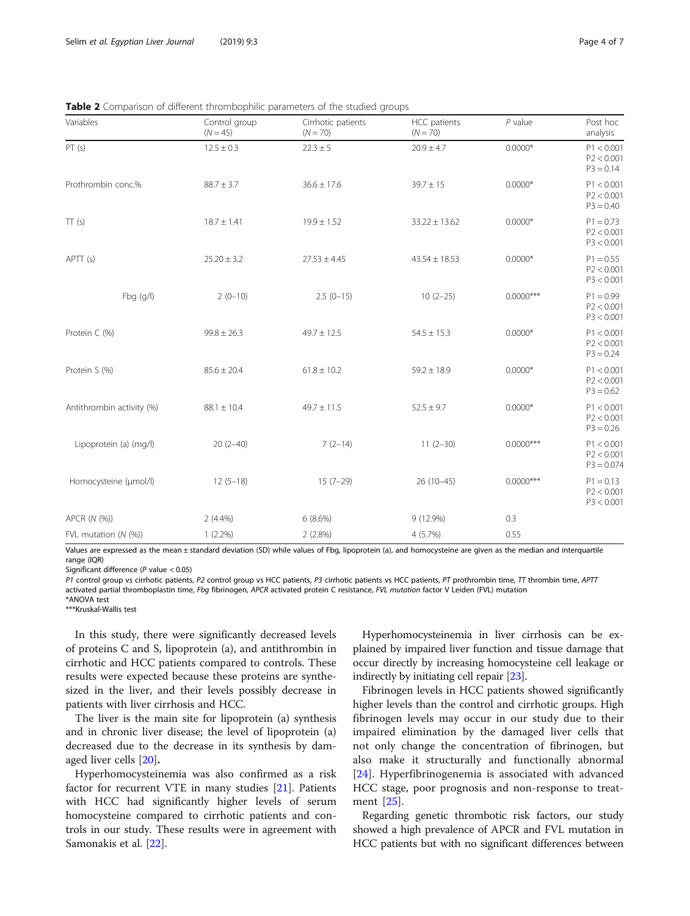**Table 2** Comparison of different thrombophilic parameters of the studied groups

| Variables | Control group (N = 45) | Cirrhotic patients (N = 70) | HCC patients (N = 70) | P value | Post hoc analysis |
|---|---|---|---|---|---|
| PT (s) | 12.5 ± 0.3 | 22.3 ± 5 | 20.9 ± 4.7 | 0.0000* | P1 < 0.001<br>P2 < 0.001<br>P3 = 0.14 |
| Prothrombin conc.% | 88.7 ± 3.7 | 36.6 ± 17.6 | 39.7 ± 15 | 0.0000* | P1 < 0.001<br>P2 < 0.001<br>P3 = 0.40 |
| TT (s) | 18.7 ± 1.41 | 19.9 ± 1.52 | 33.22 ± 13.62 | 0.0000* | P1 = 0.73<br>P2 < 0.001<br>P3 < 0.001 |
| APTT (s) | 25.20 ± 3.2 | 27.53 ± 4.45 | 43.54 ± 18.53 | 0.0000* | P1 = 0.55<br>P2 < 0.001<br>P3 < 0.001 |
| Fbg (g/l) | 2 (0–10) | 2.5 (0–15) | 10 (2–25) | 0.0000*** | P1 = 0.99<br>P2 < 0.001<br>P3 < 0.001 |
| Protein C (%) | 99.8 ± 26.3 | 49.7 ± 12.5 | 54.5 ± 15.3 | 0.0000* | P1 < 0.001<br>P2 < 0.001<br>P3 = 0.24 |
| Protein S (%) | 85.6 ± 20.4 | 61.8 ± 10.2 | 59.2 ± 18.9 | 0.0000* | P1 < 0.001<br>P2 < 0.001<br>P3 = 0.62 |
| Antithrombin activity (%) | 88.1 ± 10.4 | 49.7 ± 11.5 | 52.5 ± 9.7 | 0.0000* | P1 < 0.001<br>P2 < 0.001<br>P3 = 0.26 |
| Lipoprotein (a) (mg/l) | 20 (2–40) | 7 (2–14) | 11 (2–30) | 0.0000*** | P1 < 0.001<br>P2 < 0.001<br>P3 = 0.074 |
| Homocysteine (μmol/l) | 12 (5–18) | 15 (7–29) | 26 (10–45) | 0.0000*** | P1 = 0.13<br>P2 < 0.001<br>P3 < 0.001 |
| APCR (N (%)) | 2 (4.4%) | 6 (8.6%) | 9 (12.9%) | 0.3 | |
| FVL mutation (N (%)) | 1 (2.2%) | 2 (2.8%) | 4 (5.7%) | 0.55 | |

Values are expressed as the mean ± standard deviation (SD) while values of Fbg, lipoprotein (a), and homocysteine are given as the median and interquartile range (IQR)

Significant difference (P value < 0.05)

*P1* control group vs cirrhotic patients, *P2* control group vs HCC patients, *P3* cirrhotic patients vs HCC patients, *PT* prothrombin time, *TT* thrombin time, *APTT* activated partial thromboplastin time, *Fbg* fibrinogen, *APCR* activated protein C resistance, *FVL mutation* factor V Leiden (FVL) mutation

*ANOVA test

***Kruskal-Wallis test

In this study, there were significantly decreased levels of proteins C and S, lipoprotein (a), and antithrombin in cirrhotic and HCC patients compared to controls. These results were expected because these proteins are synthesized in the liver, and their levels possibly decrease in patients with liver cirrhosis and HCC.

The liver is the main site for lipoprotein (a) synthesis and in chronic liver disease; the level of lipoprotein (a) decreased due to the decrease in its synthesis by damaged liver cells [20].

Hyperhomocysteinemia was also confirmed as a risk factor for recurrent VTE in many studies [21]. Patients with HCC had significantly higher levels of serum homocysteine compared to cirrhotic patients and controls in our study. These results were in agreement with Samonakis et al. [22].

Hyperhomocysteinemia in liver cirrhosis can be explained by impaired liver function and tissue damage that occur directly by increasing homocysteine cell leakage or indirectly by initiating cell repair [23].

Fibrinogen levels in HCC patients showed significantly higher levels than the control and cirrhotic groups. High fibrinogen levels may occur in our study due to their impaired elimination by the damaged liver cells that not only change the concentration of fibrinogen, but also make it structurally and functionally abnormal [24]. Hyperfibrinogenemia is associated with advanced HCC stage, poor prognosis and non-response to treatment [25].

Regarding genetic thrombotic risk factors, our study showed a high prevalence of APCR and FVL mutation in HCC patients but with no significant differences between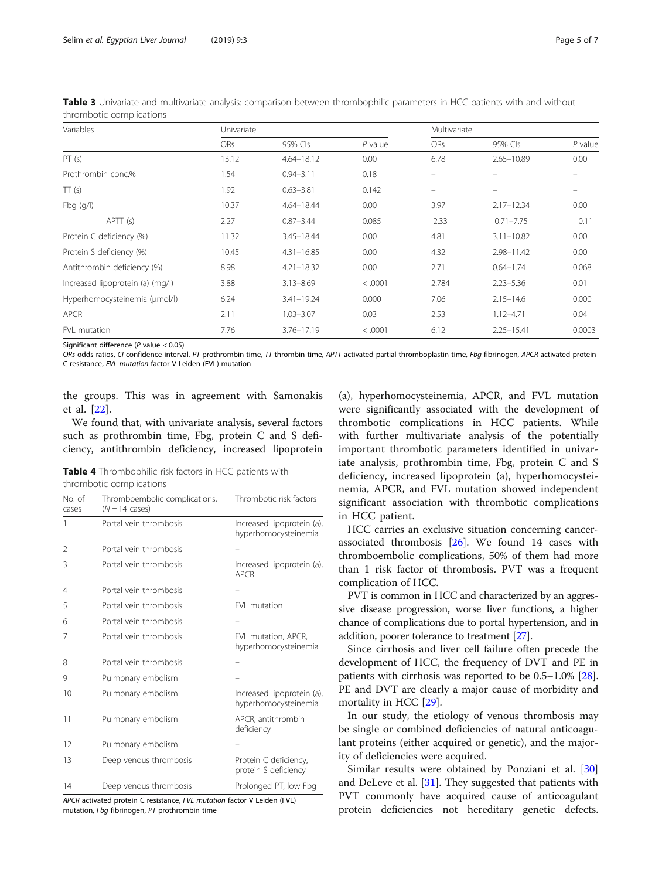**Table 3** Univariate and multivariate analysis: comparison between thrombophilic parameters in HCC patients with and without thrombotic complications

| Variables | Univariate | | | Multivariate | | |
|---|---|---|---|---|---|---|
| | ORs | 95% CIs | *P* value | ORs | 95% CIs | *P* value |
| PT (s) | 13.12 | 4.64–18.12 | 0.00 | 6.78 | 2.65–10.89 | 0.00 |
| Prothrombin conc.% | 1.54 | 0.94–3.11 | 0.18 | – | – | – |
| TT (s) | 1.92 | 0.63–3.81 | 0.142 | – | – | – |
| Fbg (g/l) | 10.37 | 4.64–18.44 | 0.00 | 3.97 | 2.17–12.34 | 0.00 |
| APTT (s) | 2.27 | 0.87–3.44 | 0.085 | 2.33 | 0.71–7.75 | 0.11 |
| Protein C deficiency (%) | 11.32 | 3.45–18.44 | 0.00 | 4.81 | 3.11–10.82 | 0.00 |
| Protein S deficiency (%) | 10.45 | 4.31–16.85 | 0.00 | 4.32 | 2.98–11.42 | 0.00 |
| Antithrombin deficiency (%) | 8.98 | 4.21–18.32 | 0.00 | 2.71 | 0.64–1.74 | 0.068 |
| Increased lipoprotein (a) (mg/l) | 3.88 | 3.13–8.69 | < .0001 | 2.784 | 2.23–5.36 | 0.01 |
| Hyperhomocysteinemia (μmol/l) | 6.24 | 3.41–19.24 | 0.000 | 7.06 | 2.15–14.6 | 0.000 |
| APCR | 2.11 | 1.03–3.07 | 0.03 | 2.53 | 1.12–4.71 | 0.04 |
| FVL mutation | 7.76 | 3.76–17.19 | < .0001 | 6.12 | 2.25–15.41 | 0.0003 |

Significant difference (*P* value < 0.05)

*ORs* odds ratios, *CI* confidence interval, *PT* prothrombin time, *TT* thrombin time, *APTT* activated partial thromboplastin time, *Fbg* fibrinogen, *APCR* activated protein C resistance, *FVL mutation* factor V Leiden (FVL) mutation

the groups. This was in agreement with Samonakis et al. [22].

We found that, with univariate analysis, several factors such as prothrombin time, Fbg, protein C and S deficiency, antithrombin deficiency, increased lipoprotein (a), hyperhomocysteinemia, APCR, and FVL mutation were significantly associated with the development of thrombotic complications in HCC patients. While with further multivariate analysis of the potentially important thrombotic parameters identified in univariate analysis, prothrombin time, Fbg, protein C and S deficiency, increased lipoprotein (a), hyperhomocysteinemia, APCR, and FVL mutation showed independent significant association with thrombotic complications in HCC patient.

**Table 4** Thrombophilic risk factors in HCC patients with thrombotic complications

| No. of cases | Thromboembolic complications, (*N* = 14 cases) | Thrombotic risk factors |
|---|---|---|
| 1 | Portal vein thrombosis | Increased lipoprotein (a), hyperhomocysteinemia |
| 2 | Portal vein thrombosis | – |
| 3 | Portal vein thrombosis | Increased lipoprotein (a), APCR |
| 4 | Portal vein thrombosis | – |
| 5 | Portal vein thrombosis | FVL mutation |
| 6 | Portal vein thrombosis | – |
| 7 | Portal vein thrombosis | FVL mutation, APCR, hyperhomocysteinemia |
| 8 | Portal vein thrombosis | – |
| 9 | Pulmonary embolism | – |
| 10 | Pulmonary embolism | Increased lipoprotein (a), hyperhomocysteinemia |
| 11 | Pulmonary embolism | APCR, antithrombin deficiency |
| 12 | Pulmonary embolism | – |
| 13 | Deep venous thrombosis | Protein C deficiency, protein S deficiency |
| 14 | Deep venous thrombosis | Prolonged PT, low Fbg |

*APCR* activated protein C resistance, *FVL mutation* factor V Leiden (FVL) mutation, *Fbg* fibrinogen, *PT* prothrombin time

HCC carries an exclusive situation concerning cancer-associated thrombosis [26]. We found 14 cases with thromboembolic complications, 50% of them had more than 1 risk factor of thrombosis. PVT was a frequent complication of HCC.

PVT is common in HCC and characterized by an aggressive disease progression, worse liver functions, a higher chance of complications due to portal hypertension, and in addition, poorer tolerance to treatment [27].

Since cirrhosis and liver cell failure often precede the development of HCC, the frequency of DVT and PE in patients with cirrhosis was reported to be 0.5–1.0% [28]. PE and DVT are clearly a major cause of morbidity and mortality in HCC [29].

In our study, the etiology of venous thrombosis may be single or combined deficiencies of natural anticoagulant proteins (either acquired or genetic), and the majority of deficiencies were acquired.

Similar results were obtained by Ponziani et al. [30] and DeLeve et al. [31]. They suggested that patients with PVT commonly have acquired cause of anticoagulant protein deficiencies not hereditary genetic defects.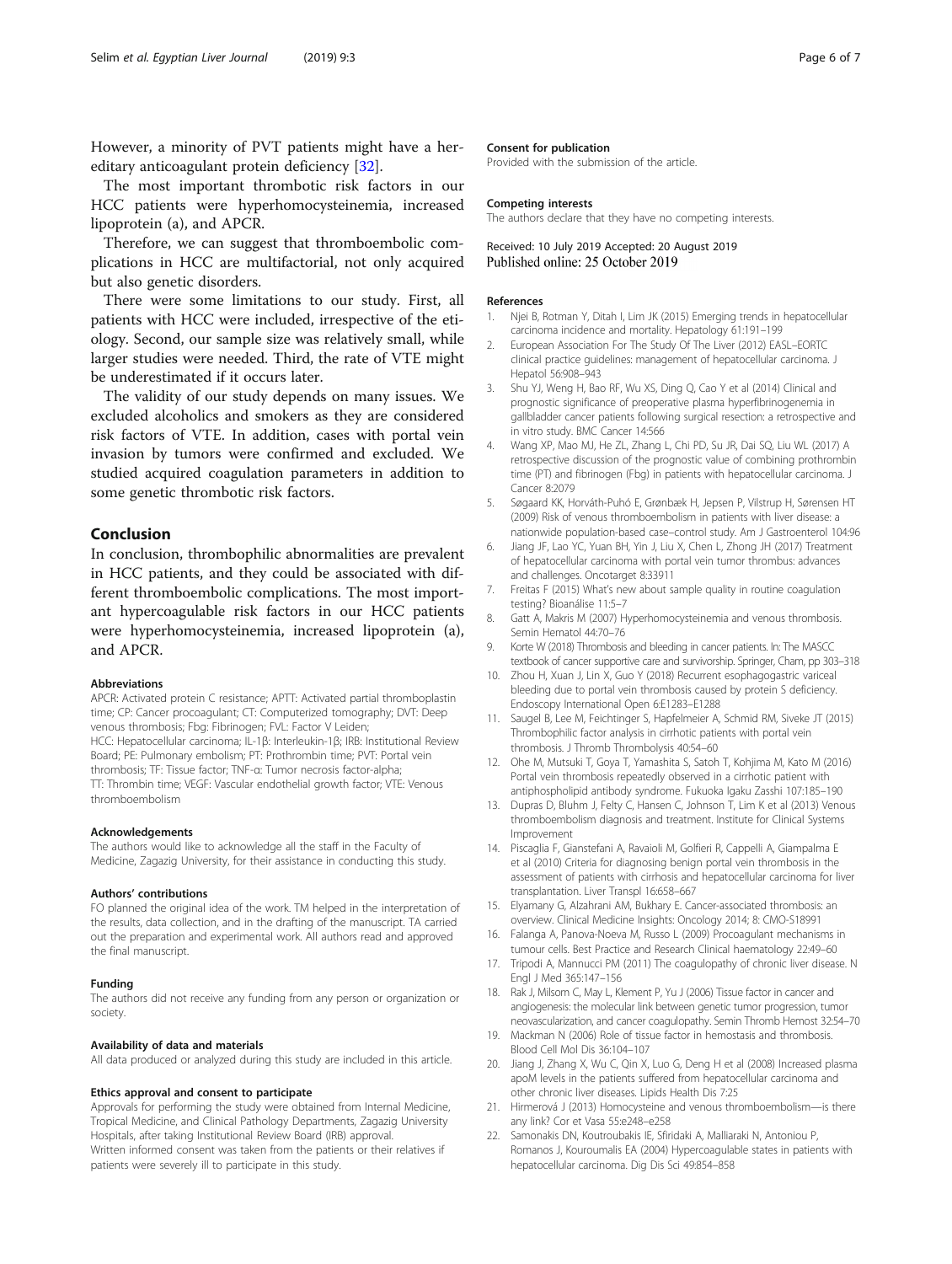However, a minority of PVT patients might have a hereditary anticoagulant protein deficiency [32].

The most important thrombotic risk factors in our HCC patients were hyperhomocysteinemia, increased lipoprotein (a), and APCR.

Therefore, we can suggest that thromboembolic complications in HCC are multifactorial, not only acquired but also genetic disorders.

There were some limitations to our study. First, all patients with HCC were included, irrespective of the etiology. Second, our sample size was relatively small, while larger studies were needed. Third, the rate of VTE might be underestimated if it occurs later.

The validity of our study depends on many issues. We excluded alcoholics and smokers as they are considered risk factors of VTE. In addition, cases with portal vein invasion by tumors were confirmed and excluded. We studied acquired coagulation parameters in addition to some genetic thrombotic risk factors.

## Conclusion

In conclusion, thrombophilic abnormalities are prevalent in HCC patients, and they could be associated with different thromboembolic complications. The most important hypercoagulable risk factors in our HCC patients were hyperhomocysteinemia, increased lipoprotein (a), and APCR.

#### Abbreviations

APCR: Activated protein C resistance; APTT: Activated partial thromboplastin time; CP: Cancer procoagulant; CT: Computerized tomography; DVT: Deep venous thrombosis; Fbg: Fibrinogen; FVL: Factor V Leiden; HCC: Hepatocellular carcinoma; IL-1β: Interleukin-1β; IRB: Institutional Review Board; PE: Pulmonary embolism; PT: Prothrombin time; PVT: Portal vein thrombosis; TF: Tissue factor; TNF-α: Tumor necrosis factor-alpha; TT: Thrombin time; VEGF: Vascular endothelial growth factor; VTE: Venous thromboembolism

#### Acknowledgements

The authors would like to acknowledge all the staff in the Faculty of Medicine, Zagazig University, for their assistance in conducting this study.

#### Authors' contributions

FO planned the original idea of the work. TM helped in the interpretation of the results, data collection, and in the drafting of the manuscript. TA carried out the preparation and experimental work. All authors read and approved the final manuscript.

#### Funding

The authors did not receive any funding from any person or organization or society.

#### Availability of data and materials

All data produced or analyzed during this study are included in this article.

#### Ethics approval and consent to participate

Approvals for performing the study were obtained from Internal Medicine, Tropical Medicine, and Clinical Pathology Departments, Zagazig University Hospitals, after taking Institutional Review Board (IRB) approval.
Written informed consent was taken from the patients or their relatives if patients were severely ill to participate in this study.

#### Consent for publication

Provided with the submission of the article.

#### Competing interests

The authors declare that they have no competing interests.

Received: 10 July 2019 Accepted: 20 August 2019
Published online: 25 October 2019

#### References

1. Njei B, Rotman Y, Ditah I, Lim JK (2015) Emerging trends in hepatocellular carcinoma incidence and mortality. Hepatology 61:191–199
2. European Association For The Study Of The Liver (2012) EASL–EORTC clinical practice guidelines: management of hepatocellular carcinoma. J Hepatol 56:908–943
3. Shu YJ, Weng H, Bao RF, Wu XS, Ding Q, Cao Y et al (2014) Clinical and prognostic significance of preoperative plasma hyperfibrinogenemia in gallbladder cancer patients following surgical resection: a retrospective and in vitro study. BMC Cancer 14:566
4. Wang XP, Mao MJ, He ZL, Zhang L, Chi PD, Su JR, Dai SQ, Liu WL (2017) A retrospective discussion of the prognostic value of combining prothrombin time (PT) and fibrinogen (Fbg) in patients with hepatocellular carcinoma. J Cancer 8:2079
5. Søgaard KK, Horváth-Puhó E, Grønbæk H, Jepsen P, Vilstrup H, Sørensen HT (2009) Risk of venous thromboembolism in patients with liver disease: a nationwide population-based case–control study. Am J Gastroenterol 104:96
6. Jiang JF, Lao YC, Yuan BH, Yin J, Liu X, Chen L, Zhong JH (2017) Treatment of hepatocellular carcinoma with portal vein tumor thrombus: advances and challenges. Oncotarget 8:33911
7. Freitas F (2015) What's new about sample quality in routine coagulation testing? Bioanálise 11:5–7
8. Gatt A, Makris M (2007) Hyperhomocysteinemia and venous thrombosis. Semin Hematol 44:70–76
9. Korte W (2018) Thrombosis and bleeding in cancer patients. In: The MASCC textbook of cancer supportive care and survivorship. Springer, Cham, pp 303–318
10. Zhou H, Xuan J, Lin X, Guo Y (2018) Recurrent esophagogastric variceal bleeding due to portal vein thrombosis caused by protein S deficiency. Endoscopy International Open 6:E1283–E1288
11. Saugel B, Lee M, Feichtinger S, Hapfelmeier A, Schmid RM, Siveke JT (2015) Thrombophilic factor analysis in cirrhotic patients with portal vein thrombosis. J Thromb Thrombolysis 40:54–60
12. Ohe M, Mutsuki T, Goya T, Yamashita S, Satoh T, Kohjima M, Kato M (2016) Portal vein thrombosis repeatedly observed in a cirrhotic patient with antiphospholipid antibody syndrome. Fukuoka Igaku Zasshi 107:185–190
13. Dupras D, Bluhm J, Felty C, Hansen C, Johnson T, Lim K et al (2013) Venous thromboembolism diagnosis and treatment. Institute for Clinical Systems Improvement
14. Piscaglia F, Gianstefani A, Ravaioli M, Golfieri R, Cappelli A, Giampalma E et al (2010) Criteria for diagnosing benign portal vein thrombosis in the assessment of patients with cirrhosis and hepatocellular carcinoma for liver transplantation. Liver Transpl 16:658–667
15. Elyamany G, Alzahrani AM, Bukhary E. Cancer-associated thrombosis: an overview. Clinical Medicine Insights: Oncology 2014; 8: CMO-S18991
16. Falanga A, Panova-Noeva M, Russo L (2009) Procoagulant mechanisms in tumour cells. Best Practice and Research Clinical haematology 22:49–60
17. Tripodi A, Mannucci PM (2011) The coagulopathy of chronic liver disease. N Engl J Med 365:147–156
18. Rak J, Milsom C, May L, Klement P, Yu J (2006) Tissue factor in cancer and angiogenesis: the molecular link between genetic tumor progression, tumor neovascularization, and cancer coagulopathy. Semin Thromb Hemost 32:54–70
19. Mackman N (2006) Role of tissue factor in hemostasis and thrombosis. Blood Cell Mol Dis 36:104–107
20. Jiang J, Zhang X, Wu C, Qin X, Luo G, Deng H et al (2008) Increased plasma apoM levels in the patients suffered from hepatocellular carcinoma and other chronic liver diseases. Lipids Health Dis 7:25
21. Hirmerová J (2013) Homocysteine and venous thromboembolism—is there any link? Cor et Vasa 55:e248–e258
22. Samonakis DN, Koutroubakis IE, Sfiridaki A, Malliaraki N, Antoniou P, Romanos J, Kouroumalis EA (2004) Hypercoagulable states in patients with hepatocellular carcinoma. Dig Dis Sci 49:854–858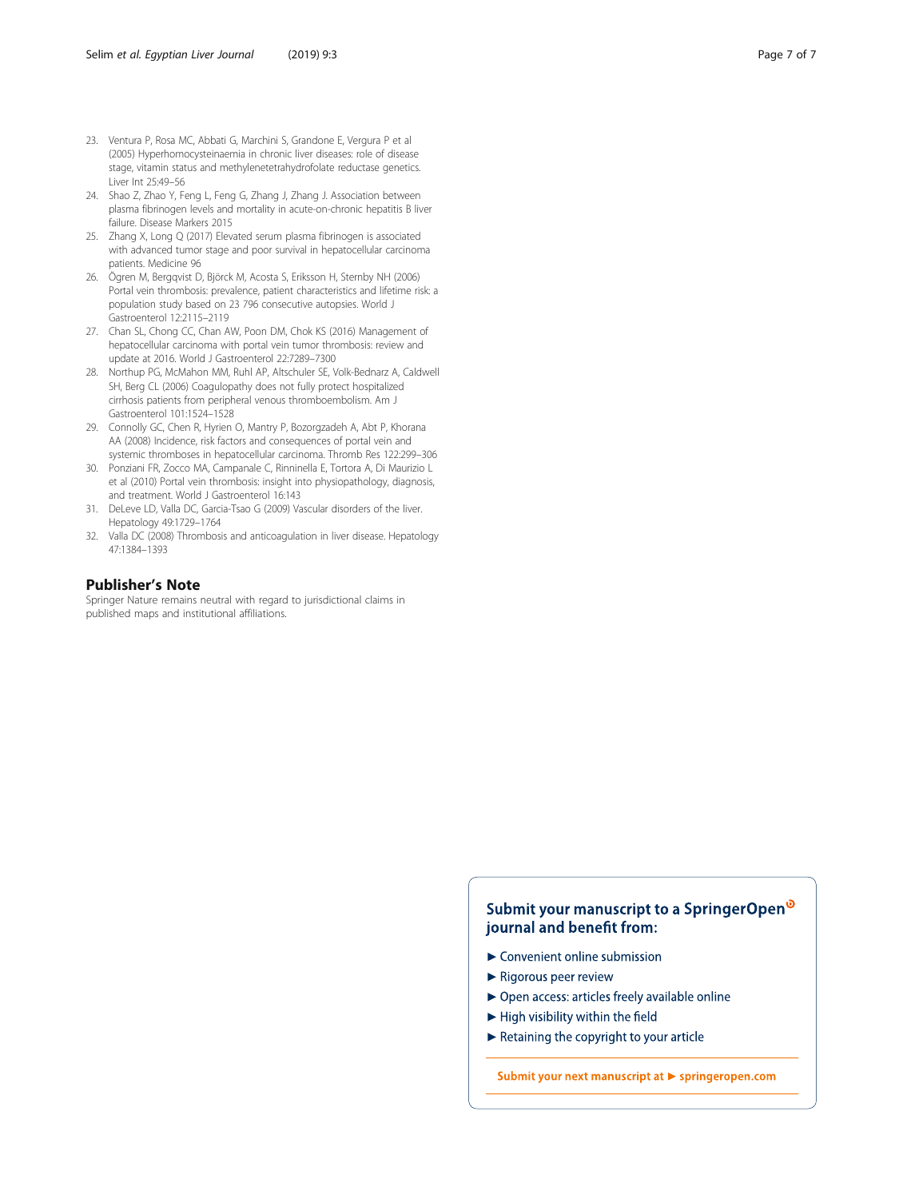23. Ventura P, Rosa MC, Abbati G, Marchini S, Grandone E, Vergura P et al (2005) Hyperhomocysteinaemia in chronic liver diseases: role of disease stage, vitamin status and methylenetetrahydrofolate reductase genetics. Liver Int 25:49–56
24. Shao Z, Zhao Y, Feng L, Feng G, Zhang J, Zhang J. Association between plasma fibrinogen levels and mortality in acute-on-chronic hepatitis B liver failure. Disease Markers 2015
25. Zhang X, Long Q (2017) Elevated serum plasma fibrinogen is associated with advanced tumor stage and poor survival in hepatocellular carcinoma patients. Medicine 96
26. Ögren M, Bergqvist D, Björck M, Acosta S, Eriksson H, Sternby NH (2006) Portal vein thrombosis: prevalence, patient characteristics and lifetime risk: a population study based on 23 796 consecutive autopsies. World J Gastroenterol 12:2115–2119
27. Chan SL, Chong CC, Chan AW, Poon DM, Chok KS (2016) Management of hepatocellular carcinoma with portal vein tumor thrombosis: review and update at 2016. World J Gastroenterol 22:7289–7300
28. Northup PG, McMahon MM, Ruhl AP, Altschuler SE, Volk-Bednarz A, Caldwell SH, Berg CL (2006) Coagulopathy does not fully protect hospitalized cirrhosis patients from peripheral venous thromboembolism. Am J Gastroenterol 101:1524–1528
29. Connolly GC, Chen R, Hyrien O, Mantry P, Bozorgzadeh A, Abt P, Khorana AA (2008) Incidence, risk factors and consequences of portal vein and systemic thromboses in hepatocellular carcinoma. Thromb Res 122:299–306
30. Ponziani FR, Zocco MA, Campanale C, Rinninella E, Tortora A, Di Maurizio L et al (2010) Portal vein thrombosis: insight into physiopathology, diagnosis, and treatment. World J Gastroenterol 16:143
31. DeLeve LD, Valla DC, Garcia-Tsao G (2009) Vascular disorders of the liver. Hepatology 49:1729–1764
32. Valla DC (2008) Thrombosis and anticoagulation in liver disease. Hepatology 47:1384–1393

## Publisher's Note

Springer Nature remains neutral with regard to jurisdictional claims in published maps and institutional affiliations.

**Submit your manuscript to a SpringerOpen journal and benefit from:**

- ► Convenient online submission
- ► Rigorous peer review
- ► Open access: articles freely available online
- ► High visibility within the field
- ► Retaining the copyright to your article

**Submit your next manuscript at ► springeropen.com**